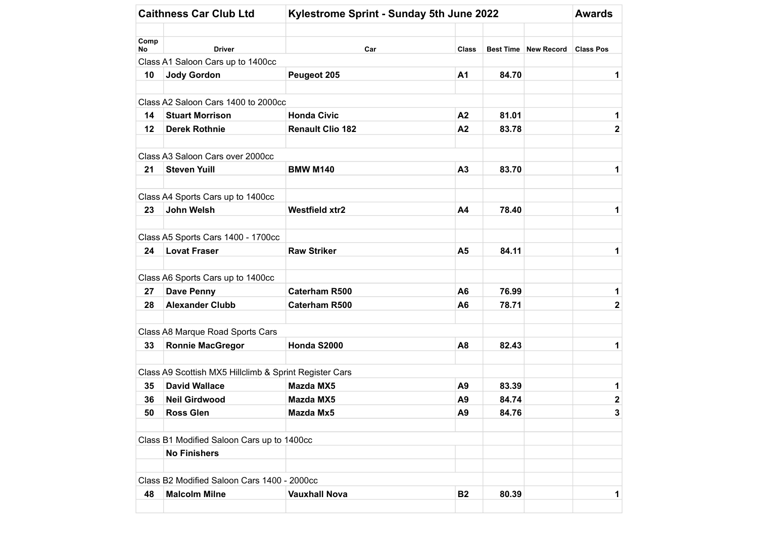| Caithness Car Club Ltd | | Kylestrome Sprint - Sunday 5th June 2022 | | | | Awards |
|---|---|---|---|---|---|---|
| Comp No | Driver | Car | Class | Best Time | New Record | Class Pos |
| Class A1 Saloon Cars up to 1400cc | | | | | | |
| **10** | **Jody Gordon** | **Peugeot 205** | **A1** | **84.70** | | **1** |
| Class A2 Saloon Cars 1400 to 2000cc | | | | | | |
| **14** | **Stuart Morrison** | **Honda Civic** | **A2** | **81.01** | | **1** |
| **12** | **Derek Rothnie** | **Renault Clio 182** | **A2** | **83.78** | | **2** |
| Class A3 Saloon Cars over 2000cc | | | | | | |
| **21** | **Steven Yuill** | **BMW M140** | **A3** | **83.70** | | **1** |
| Class A4 Sports Cars up to 1400cc | | | | | | |
| **23** | **John Welsh** | **Westfield xtr2** | **A4** | **78.40** | | **1** |
| Class A5 Sports Cars 1400 - 1700cc | | | | | | |
| **24** | **Lovat Fraser** | **Raw Striker** | **A5** | **84.11** | | **1** |
| Class A6 Sports Cars up to 1400cc | | | | | | |
| **27** | **Dave Penny** | **Caterham R500** | **A6** | **76.99** | | **1** |
| **28** | **Alexander Clubb** | **Caterham R500** | **A6** | **78.71** | | **2** |
| Class A8 Marque Road Sports Cars | | | | | | |
| **33** | **Ronnie MacGregor** | **Honda S2000** | **A8** | **82.43** | | **1** |
| Class A9 Scottish MX5 Hillclimb & Sprint Register Cars | | | | | | |
| **35** | **David Wallace** | **Mazda MX5** | **A9** | **83.39** | | **1** |
| **36** | **Neil Girdwood** | **Mazda MX5** | **A9** | **84.74** | | **2** |
| **50** | **Ross Glen** | **Mazda Mx5** | **A9** | **84.76** | | **3** |
| Class B1 Modified Saloon Cars up to 1400cc | | | | | | |
| | **No Finishers** | | | | | |
| Class B2 Modified Saloon Cars 1400 - 2000cc | | | | | | |
| **48** | **Malcolm Milne** | **Vauxhall Nova** | **B2** | **80.39** | | **1** |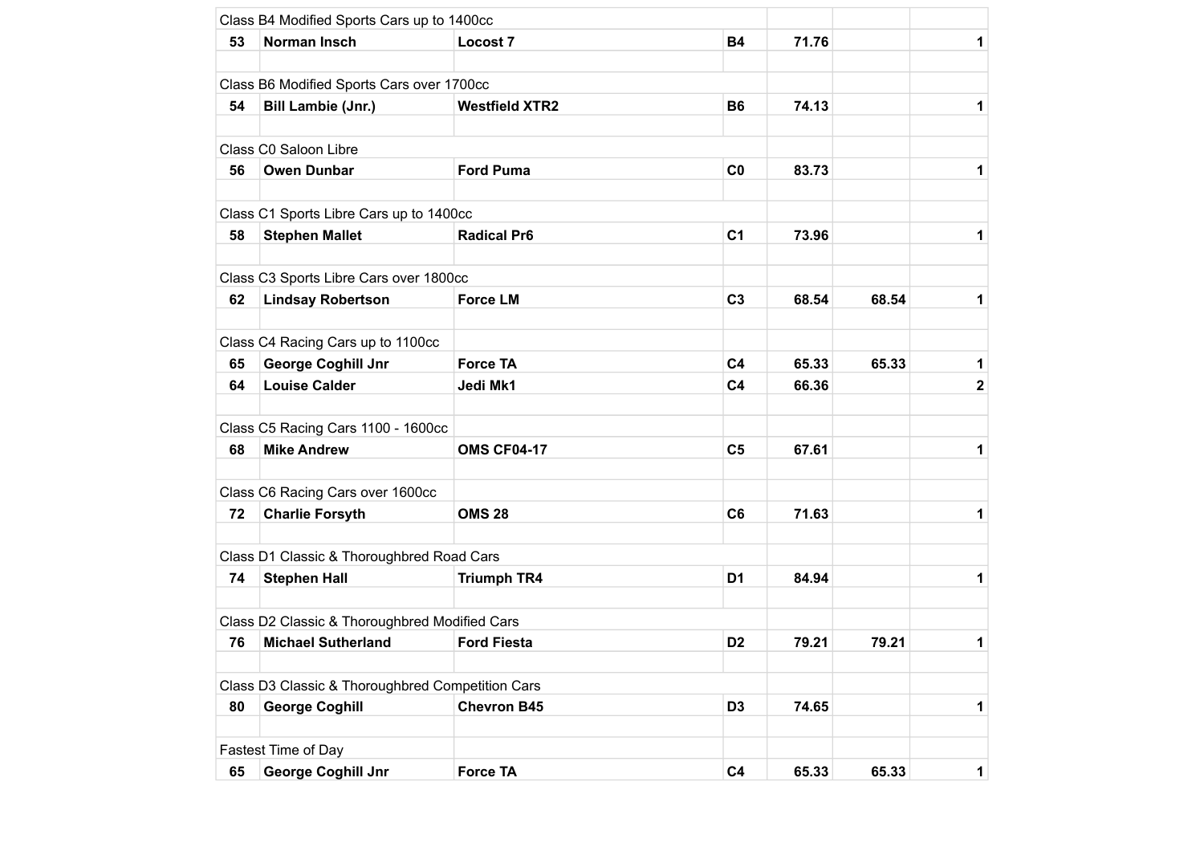| | | | | | | |
|---|---|---|---|---|---|---|
| Class B4 Modified Sports Cars up to 1400cc | | | | | | |
| **53** | **Norman Insch** | **Locost 7** | **B4** | **71.76** | | **1** |
| | | | | | | |
| Class B6 Modified Sports Cars over 1700cc | | | | | | |
| **54** | **Bill Lambie (Jnr.)** | **Westfield XTR2** | **B6** | **74.13** | | **1** |
| | | | | | | |
| Class C0 Saloon Libre | | | | | | |
| **56** | **Owen Dunbar** | **Ford Puma** | **C0** | **83.73** | | **1** |
| | | | | | | |
| Class C1 Sports Libre Cars up to 1400cc | | | | | | |
| **58** | **Stephen Mallet** | **Radical Pr6** | **C1** | **73.96** | | **1** |
| | | | | | | |
| Class C3 Sports Libre Cars over 1800cc | | | | | | |
| **62** | **Lindsay Robertson** | **Force LM** | **C3** | **68.54** | **68.54** | **1** |
| | | | | | | |
| Class C4 Racing Cars up to 1100cc | | | | | | |
| **65** | **George Coghill Jnr** | **Force TA** | **C4** | **65.33** | **65.33** | **1** |
| **64** | **Louise Calder** | **Jedi Mk1** | **C4** | **66.36** | | **2** |
| | | | | | | |
| Class C5 Racing Cars 1100 - 1600cc | | | | | | |
| **68** | **Mike Andrew** | **OMS CF04-17** | **C5** | **67.61** | | **1** |
| | | | | | | |
| Class C6 Racing Cars over 1600cc | | | | | | |
| **72** | **Charlie Forsyth** | **OMS 28** | **C6** | **71.63** | | **1** |
| | | | | | | |
| Class D1 Classic & Thoroughbred Road Cars | | | | | | |
| **74** | **Stephen Hall** | **Triumph TR4** | **D1** | **84.94** | | **1** |
| | | | | | | |
| Class D2 Classic & Thoroughbred Modified Cars | | | | | | |
| **76** | **Michael Sutherland** | **Ford Fiesta** | **D2** | **79.21** | **79.21** | **1** |
| | | | | | | |
| Class D3 Classic & Thoroughbred Competition Cars | | | | | | |
| **80** | **George Coghill** | **Chevron B45** | **D3** | **74.65** | | **1** |
| | | | | | | |
| Fastest Time of Day | | | | | | |
| **65** | **George Coghill Jnr** | **Force TA** | **C4** | **65.33** | **65.33** | **1** |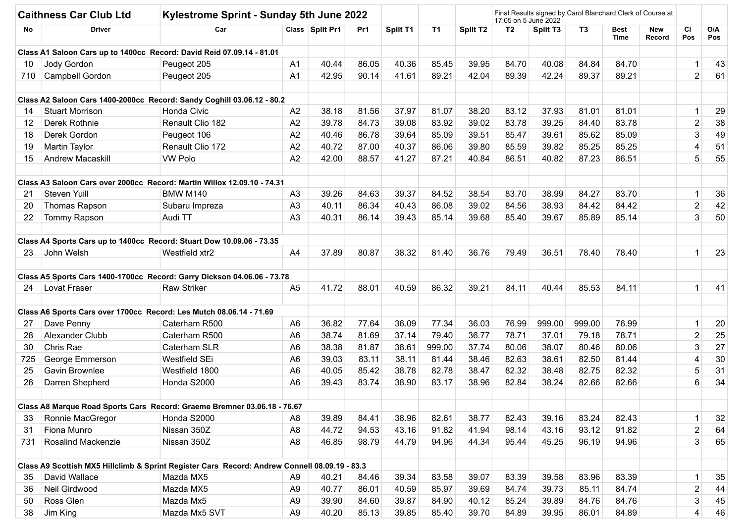| Caithness Car Club Ltd | Kylestrome Sprint - Sunday 5th June 2022 | | | | | | | Final Results signed by Carol Blanchard Clerk of Course at 17:05 on 5 June 2022 | | | | | | | | |
|---|---|---|---|---|---|---|---|---|---|---|---|---|---|---|---|---|
| No | Driver | Car | Class | Split Pr1 | Pr1 | Split T1 | T1 | Split T2 | T2 | Split T3 | T3 | Best Time | New Record | Cl Pos | O/A Pos |
| **Class A1 Saloon Cars up to 1400cc Record: David Reid 07.09.14 - 81.01** | | | | | | | | | | | | | | | |
| 10 | Jody Gordon | Peugeot 205 | A1 | 40.44 | 86.05 | 40.36 | 85.45 | 39.95 | 84.70 | 40.08 | 84.84 | 84.70 | | 1 | 43 |
| 710 | Campbell Gordon | Peugeot 205 | A1 | 42.95 | 90.14 | 41.61 | 89.21 | 42.04 | 89.39 | 42.24 | 89.37 | 89.21 | | 2 | 61 |
| **Class A2 Saloon Cars 1400-2000cc Record: Sandy Coghill 03.06.12 - 80.2** | | | | | | | | | | | | | | | |
| 14 | Stuart Morrison | Honda Civic | A2 | 38.18 | 81.56 | 37.97 | 81.07 | 38.20 | 83.12 | 37.93 | 81.01 | 81.01 | | 1 | 29 |
| 12 | Derek Rothnie | Renault Clio 182 | A2 | 39.78 | 84.73 | 39.08 | 83.92 | 39.02 | 83.78 | 39.25 | 84.40 | 83.78 | | 2 | 38 |
| 18 | Derek Gordon | Peugeot 106 | A2 | 40.46 | 86.78 | 39.64 | 85.09 | 39.51 | 85.47 | 39.61 | 85.62 | 85.09 | | 3 | 49 |
| 19 | Martin Taylor | Renault Clio 172 | A2 | 40.72 | 87.00 | 40.37 | 86.06 | 39.80 | 85.59 | 39.82 | 85.25 | 85.25 | | 4 | 51 |
| 15 | Andrew Macaskill | VW Polo | A2 | 42.00 | 88.57 | 41.27 | 87.21 | 40.84 | 86.51 | 40.82 | 87.23 | 86.51 | | 5 | 55 |
| **Class A3 Saloon Cars over 2000cc Record: Martin Willox 12.09.10 - 74.31** | | | | | | | | | | | | | | | |
| 21 | Steven Yuill | BMW M140 | A3 | 39.26 | 84.63 | 39.37 | 84.52 | 38.54 | 83.70 | 38.99 | 84.27 | 83.70 | | 1 | 36 |
| 20 | Thomas Rapson | Subaru Impreza | A3 | 40.11 | 86.34 | 40.43 | 86.08 | 39.02 | 84.56 | 38.93 | 84.42 | 84.42 | | 2 | 42 |
| 22 | Tommy Rapson | Audi TT | A3 | 40.31 | 86.14 | 39.43 | 85.14 | 39.68 | 85.40 | 39.67 | 85.89 | 85.14 | | 3 | 50 |
| **Class A4 Sports Cars up to 1400cc Record: Stuart Dow 10.09.06 - 73.35** | | | | | | | | | | | | | | | |
| 23 | John Welsh | Westfield xtr2 | A4 | 37.89 | 80.87 | 38.32 | 81.40 | 36.76 | 79.49 | 36.51 | 78.40 | 78.40 | | 1 | 23 |
| **Class A5 Sports Cars 1400-1700cc Record: Garry Dickson 04.06.06 - 73.78** | | | | | | | | | | | | | | | |
| 24 | Lovat Fraser | Raw Striker | A5 | 41.72 | 88.01 | 40.59 | 86.32 | 39.21 | 84.11 | 40.44 | 85.53 | 84.11 | | 1 | 41 |
| **Class A6 Sports Cars over 1700cc Record: Les Mutch 08.06.14 - 71.69** | | | | | | | | | | | | | | | |
| 27 | Dave Penny | Caterham R500 | A6 | 36.82 | 77.64 | 36.09 | 77.34 | 36.03 | 76.99 | 999.00 | 999.00 | 76.99 | | 1 | 20 |
| 28 | Alexander Clubb | Caterham R500 | A6 | 38.74 | 81.69 | 37.14 | 79.40 | 36.77 | 78.71 | 37.01 | 79.18 | 78.71 | | 2 | 25 |
| 30 | Chris Rae | Caterham SLR | A6 | 38.38 | 81.87 | 38.61 | 999.00 | 37.74 | 80.06 | 38.07 | 80.46 | 80.06 | | 3 | 27 |
| 725 | George Emmerson | Westfield SEi | A6 | 39.03 | 83.11 | 38.11 | 81.44 | 38.46 | 82.63 | 38.61 | 82.50 | 81.44 | | 4 | 30 |
| 25 | Gavin Brownlee | Westfield 1800 | A6 | 40.05 | 85.42 | 38.78 | 82.78 | 38.47 | 82.32 | 38.48 | 82.75 | 82.32 | | 5 | 31 |
| 26 | Darren Shepherd | Honda S2000 | A6 | 39.43 | 83.74 | 38.90 | 83.17 | 38.96 | 82.84 | 38.24 | 82.66 | 82.66 | | 6 | 34 |
| **Class A8 Marque Road Sports Cars Record: Graeme Bremner 03.06.18 - 76.67** | | | | | | | | | | | | | | | |
| 33 | Ronnie MacGregor | Honda S2000 | A8 | 39.89 | 84.41 | 38.96 | 82.61 | 38.77 | 82.43 | 39.16 | 83.24 | 82.43 | | 1 | 32 |
| 31 | Fiona Munro | Nissan 350Z | A8 | 44.72 | 94.53 | 43.16 | 91.82 | 41.94 | 98.14 | 43.16 | 93.12 | 91.82 | | 2 | 64 |
| 731 | Rosalind Mackenzie | Nissan 350Z | A8 | 46.85 | 98.79 | 44.79 | 94.96 | 44.34 | 95.44 | 45.25 | 96.19 | 94.96 | | 3 | 65 |
| **Class A9 Scottish MX5 Hillclimb & Sprint Register Cars Record: Andrew Connell 08.09.19 - 83.3** | | | | | | | | | | | | | | | |
| 35 | David Wallace | Mazda MX5 | A9 | 40.21 | 84.46 | 39.34 | 83.58 | 39.07 | 83.39 | 39.58 | 83.96 | 83.39 | | 1 | 35 |
| 36 | Neil Girdwood | Mazda MX5 | A9 | 40.77 | 86.01 | 40.59 | 85.97 | 39.69 | 84.74 | 39.73 | 85.11 | 84.74 | | 2 | 44 |
| 50 | Ross Glen | Mazda Mx5 | A9 | 39.90 | 84.60 | 39.87 | 84.90 | 40.12 | 85.24 | 39.89 | 84.76 | 84.76 | | 3 | 45 |
| 38 | Jim King | Mazda Mx5 SVT | A9 | 40.20 | 85.13 | 39.85 | 85.40 | 39.70 | 84.89 | 39.95 | 86.01 | 84.89 | | 4 | 46 |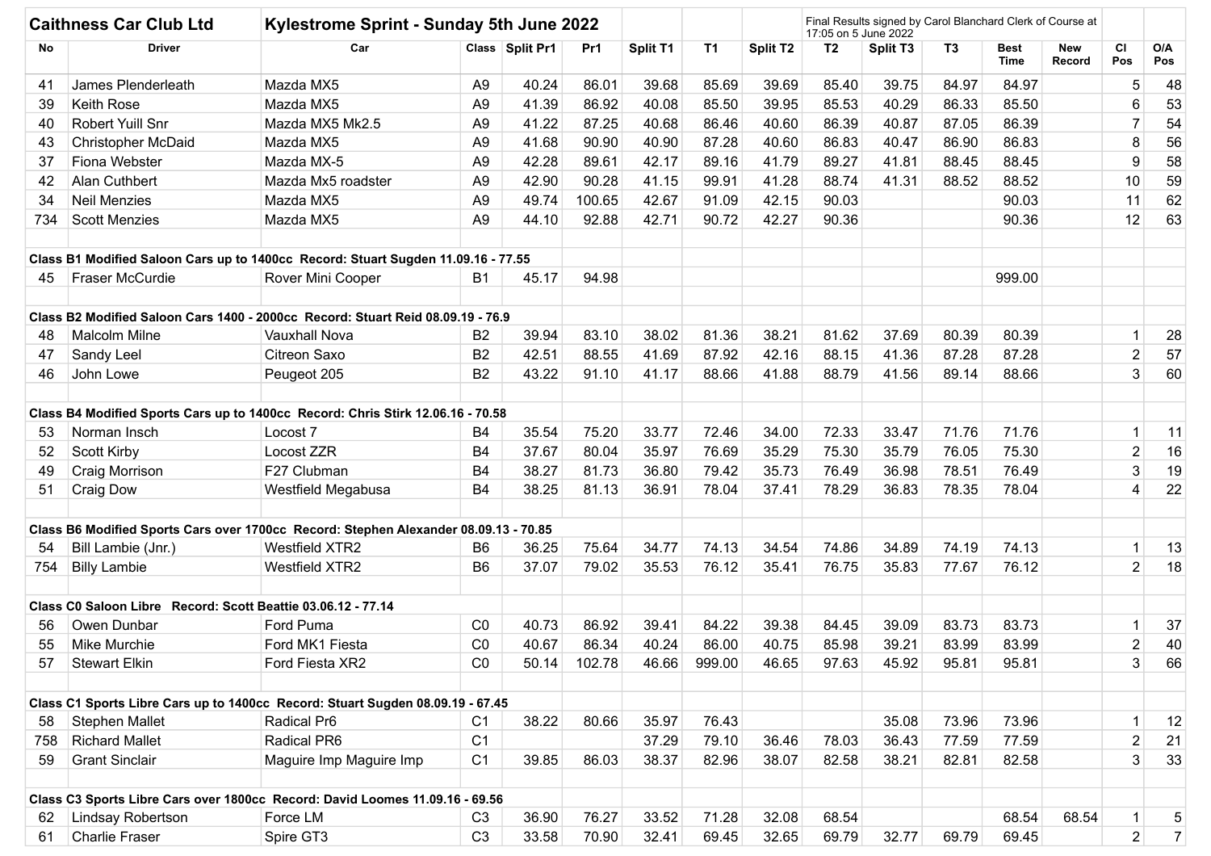| Caithness Car Club Ltd | Kylestrome Sprint - Sunday 5th June 2022 | | | | | | | Final Results signed by Carol Blanchard Clerk of Course at 17:05 on 5 June 2022 | | | | | | | |
|---|---|---|---|---|---|---|---|---|---|---|---|---|---|---|---|
| No | Driver | Car | Class | Split Pr1 | Pr1 | Split T1 | T1 | Split T2 | T2 | Split T3 | T3 | Best Time | New Record | Cl Pos | O/A Pos |
| 41 | James Plenderleath | Mazda MX5 | A9 | 40.24 | 86.01 | 39.68 | 85.69 | 39.69 | 85.40 | 39.75 | 84.97 | 84.97 | | 5 | 48 |
| 39 | Keith Rose | Mazda MX5 | A9 | 41.39 | 86.92 | 40.08 | 85.50 | 39.95 | 85.53 | 40.29 | 86.33 | 85.50 | | 6 | 53 |
| 40 | Robert Yuill Snr | Mazda MX5 Mk2.5 | A9 | 41.22 | 87.25 | 40.68 | 86.46 | 40.60 | 86.39 | 40.87 | 87.05 | 86.39 | | 7 | 54 |
| 43 | Christopher McDaid | Mazda MX5 | A9 | 41.68 | 90.90 | 40.90 | 87.28 | 40.60 | 86.83 | 40.47 | 86.90 | 86.83 | | 8 | 56 |
| 37 | Fiona Webster | Mazda MX-5 | A9 | 42.28 | 89.61 | 42.17 | 89.16 | 41.79 | 89.27 | 41.81 | 88.45 | 88.45 | | 9 | 58 |
| 42 | Alan Cuthbert | Mazda Mx5 roadster | A9 | 42.90 | 90.28 | 41.15 | 99.91 | 41.28 | 88.74 | 41.31 | 88.52 | 88.52 | | 10 | 59 |
| 34 | Neil Menzies | Mazda MX5 | A9 | 49.74 | 100.65 | 42.67 | 91.09 | 42.15 | 90.03 | | | 90.03 | | 11 | 62 |
| 734 | Scott Menzies | Mazda MX5 | A9 | 44.10 | 92.88 | 42.71 | 90.72 | 42.27 | 90.36 | | | 90.36 | | 12 | 63 |
| | | | | | | | | | | | | | | | |
| **Class B1 Modified Saloon Cars up to 1400cc Record: Stuart Sugden 11.09.16 - 77.55** | | | | | | | | | | | | | | | |
| 45 | Fraser McCurdie | Rover Mini Cooper | B1 | 45.17 | 94.98 | | | | | | | 999.00 | | | |
| | | | | | | | | | | | | | | | |
| **Class B2 Modified Saloon Cars 1400 - 2000cc Record: Stuart Reid 08.09.19 - 76.9** | | | | | | | | | | | | | | | |
| 48 | Malcolm Milne | Vauxhall Nova | B2 | 39.94 | 83.10 | 38.02 | 81.36 | 38.21 | 81.62 | 37.69 | 80.39 | 80.39 | | 1 | 28 |
| 47 | Sandy Leel | Citreon Saxo | B2 | 42.51 | 88.55 | 41.69 | 87.92 | 42.16 | 88.15 | 41.36 | 87.28 | 87.28 | | 2 | 57 |
| 46 | John Lowe | Peugeot 205 | B2 | 43.22 | 91.10 | 41.17 | 88.66 | 41.88 | 88.79 | 41.56 | 89.14 | 88.66 | | 3 | 60 |
| | | | | | | | | | | | | | | | |
| **Class B4 Modified Sports Cars up to 1400cc Record: Chris Stirk 12.06.16 - 70.58** | | | | | | | | | | | | | | | |
| 53 | Norman Insch | Locost 7 | B4 | 35.54 | 75.20 | 33.77 | 72.46 | 34.00 | 72.33 | 33.47 | 71.76 | 71.76 | | 1 | 11 |
| 52 | Scott Kirby | Locost ZZR | B4 | 37.67 | 80.04 | 35.97 | 76.69 | 35.29 | 75.30 | 35.79 | 76.05 | 75.30 | | 2 | 16 |
| 49 | Craig Morrison | F27 Clubman | B4 | 38.27 | 81.73 | 36.80 | 79.42 | 35.73 | 76.49 | 36.98 | 78.51 | 76.49 | | 3 | 19 |
| 51 | Craig Dow | Westfield Megabusa | B4 | 38.25 | 81.13 | 36.91 | 78.04 | 37.41 | 78.29 | 36.83 | 78.35 | 78.04 | | 4 | 22 |
| | | | | | | | | | | | | | | | |
| **Class B6 Modified Sports Cars over 1700cc Record: Stephen Alexander 08.09.13 - 70.85** | | | | | | | | | | | | | | | |
| 54 | Bill Lambie (Jnr.) | Westfield XTR2 | B6 | 36.25 | 75.64 | 34.77 | 74.13 | 34.54 | 74.86 | 34.89 | 74.19 | 74.13 | | 1 | 13 |
| 754 | Billy Lambie | Westfield XTR2 | B6 | 37.07 | 79.02 | 35.53 | 76.12 | 35.41 | 76.75 | 35.83 | 77.67 | 76.12 | | 2 | 18 |
| | | | | | | | | | | | | | | | |
| **Class C0 Saloon Libre Record: Scott Beattie 03.06.12 - 77.14** | | | | | | | | | | | | | | | |
| 56 | Owen Dunbar | Ford Puma | C0 | 40.73 | 86.92 | 39.41 | 84.22 | 39.38 | 84.45 | 39.09 | 83.73 | 83.73 | | 1 | 37 |
| 55 | Mike Murchie | Ford MK1 Fiesta | C0 | 40.67 | 86.34 | 40.24 | 86.00 | 40.75 | 85.98 | 39.21 | 83.99 | 83.99 | | 2 | 40 |
| 57 | Stewart Elkin | Ford Fiesta XR2 | C0 | 50.14 | 102.78 | 46.66 | 999.00 | 46.65 | 97.63 | 45.92 | 95.81 | 95.81 | | 3 | 66 |
| | | | | | | | | | | | | | | | |
| **Class C1 Sports Libre Cars up to 1400cc Record: Stuart Sugden 08.09.19 - 67.45** | | | | | | | | | | | | | | | |
| 58 | Stephen Mallet | Radical Pr6 | C1 | 38.22 | 80.66 | 35.97 | 76.43 | | | 35.08 | 73.96 | 73.96 | | 1 | 12 |
| 758 | Richard Mallet | Radical PR6 | C1 | | | 37.29 | 79.10 | 36.46 | 78.03 | 36.43 | 77.59 | 77.59 | | 2 | 21 |
| 59 | Grant Sinclair | Maguire Imp Maguire Imp | C1 | 39.85 | 86.03 | 38.37 | 82.96 | 38.07 | 82.58 | 38.21 | 82.81 | 82.58 | | 3 | 33 |
| | | | | | | | | | | | | | | | |
| **Class C3 Sports Libre Cars over 1800cc Record: David Loomes 11.09.16 - 69.56** | | | | | | | | | | | | | | | |
| 62 | Lindsay Robertson | Force LM | C3 | 36.90 | 76.27 | 33.52 | 71.28 | 32.08 | 68.54 | | | 68.54 | 68.54 | 1 | 5 |
| 61 | Charlie Fraser | Spire GT3 | C3 | 33.58 | 70.90 | 32.41 | 69.45 | 32.65 | 69.79 | 32.77 | 69.79 | 69.45 | | 2 | 7 |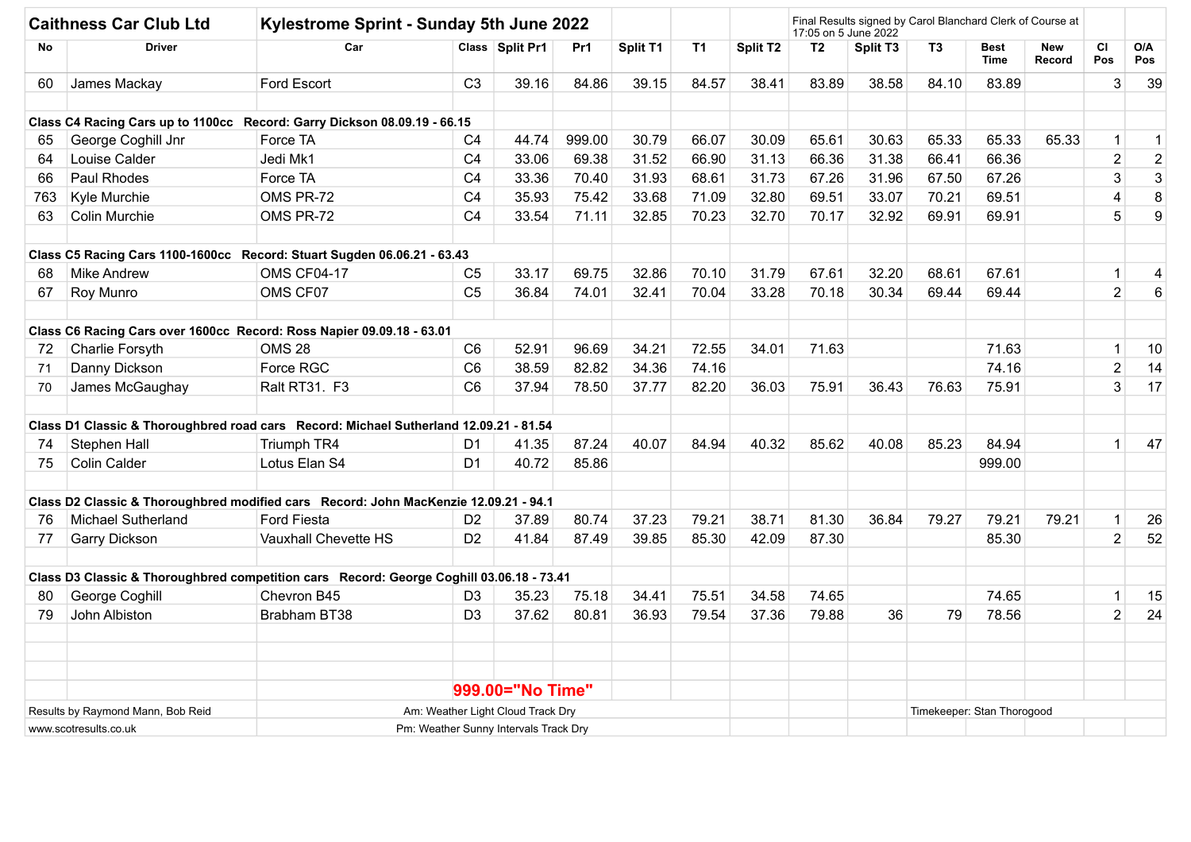| Caithness Car Club Ltd | | Kylestrome Sprint - Sunday 5th June 2022 | | | | | | | Final Results signed by Carol Blanchard Clerk of Course at 17:05 on 5 June 2022 | | | | | | |
|---|---|---|---|---|---|---|---|---|---|---|---|---|---|---|---|
| No | Driver | Car | Class | Split Pr1 | Pr1 | Split T1 | T1 | Split T2 | T2 | Split T3 | T3 | Best Time | New Record | Cl Pos | O/A Pos |
| 60 | James Mackay | Ford Escort | C3 | 39.16 | 84.86 | 39.15 | 84.57 | 38.41 | 83.89 | 38.58 | 84.10 | 83.89 | | 3 | 39 |
| | | | | | | | | | | | | | | | |
| **Class C4 Racing Cars up to 1100cc Record: Garry Dickson 08.09.19 - 66.15** | | | | | | | | | | | | | | | |
| 65 | George Coghill Jnr | Force TA | C4 | 44.74 | 999.00 | 30.79 | 66.07 | 30.09 | 65.61 | 30.63 | 65.33 | 65.33 | 65.33 | 1 | 1 |
| 64 | Louise Calder | Jedi Mk1 | C4 | 33.06 | 69.38 | 31.52 | 66.90 | 31.13 | 66.36 | 31.38 | 66.41 | 66.36 | | 2 | 2 |
| 66 | Paul Rhodes | Force TA | C4 | 33.36 | 70.40 | 31.93 | 68.61 | 31.73 | 67.26 | 31.96 | 67.50 | 67.26 | | 3 | 3 |
| 763 | Kyle Murchie | OMS PR-72 | C4 | 35.93 | 75.42 | 33.68 | 71.09 | 32.80 | 69.51 | 33.07 | 70.21 | 69.51 | | 4 | 8 |
| 63 | Colin Murchie | OMS PR-72 | C4 | 33.54 | 71.11 | 32.85 | 70.23 | 32.70 | 70.17 | 32.92 | 69.91 | 69.91 | | 5 | 9 |
| | | | | | | | | | | | | | | | |
| **Class C5 Racing Cars 1100-1600cc Record: Stuart Sugden 06.06.21 - 63.43** | | | | | | | | | | | | | | | |
| 68 | Mike Andrew | OMS CF04-17 | C5 | 33.17 | 69.75 | 32.86 | 70.10 | 31.79 | 67.61 | 32.20 | 68.61 | 67.61 | | 1 | 4 |
| 67 | Roy Munro | OMS CF07 | C5 | 36.84 | 74.01 | 32.41 | 70.04 | 33.28 | 70.18 | 30.34 | 69.44 | 69.44 | | 2 | 6 |
| | | | | | | | | | | | | | | | |
| **Class C6 Racing Cars over 1600cc Record: Ross Napier 09.09.18 - 63.01** | | | | | | | | | | | | | | | |
| 72 | Charlie Forsyth | OMS 28 | C6 | 52.91 | 96.69 | 34.21 | 72.55 | 34.01 | 71.63 | | | 71.63 | | 1 | 10 |
| 71 | Danny Dickson | Force RGC | C6 | 38.59 | 82.82 | 34.36 | 74.16 | | | | | 74.16 | | 2 | 14 |
| 70 | James McGaughay | Ralt RT31. F3 | C6 | 37.94 | 78.50 | 37.77 | 82.20 | 36.03 | 75.91 | 36.43 | 76.63 | 75.91 | | 3 | 17 |
| | | | | | | | | | | | | | | | |
| **Class D1 Classic & Thoroughbred road cars Record: Michael Sutherland 12.09.21 - 81.54** | | | | | | | | | | | | | | | |
| 74 | Stephen Hall | Triumph TR4 | D1 | 41.35 | 87.24 | 40.07 | 84.94 | 40.32 | 85.62 | 40.08 | 85.23 | 84.94 | | 1 | 47 |
| 75 | Colin Calder | Lotus Elan S4 | D1 | 40.72 | 85.86 | | | | | | | 999.00 | | | |
| | | | | | | | | | | | | | | | |
| **Class D2 Classic & Thoroughbred modified cars Record: John MacKenzie 12.09.21 - 94.1** | | | | | | | | | | | | | | | |
| 76 | Michael Sutherland | Ford Fiesta | D2 | 37.89 | 80.74 | 37.23 | 79.21 | 38.71 | 81.30 | 36.84 | 79.27 | 79.21 | 79.21 | 1 | 26 |
| 77 | Garry Dickson | Vauxhall Chevette HS | D2 | 41.84 | 87.49 | 39.85 | 85.30 | 42.09 | 87.30 | | | 85.30 | | 2 | 52 |
| | | | | | | | | | | | | | | | |
| **Class D3 Classic & Thoroughbred competition cars Record: George Coghill 03.06.18 - 73.41** | | | | | | | | | | | | | | | |
| 80 | George Coghill | Chevron B45 | D3 | 35.23 | 75.18 | 34.41 | 75.51 | 34.58 | 74.65 | | | 74.65 | | 1 | 15 |
| 79 | John Albiston | Brabham BT38 | D3 | 37.62 | 80.81 | 36.93 | 79.54 | 37.36 | 79.88 | 36 | 79 | 78.56 | | 2 | 24 |

**999.00="No Time"**

Results by Raymond Mann, Bob Reid

Am: Weather Light Cloud Track Dry

Pm: Weather Sunny Intervals Track Dry

Timekeeper: Stan Thorogood

www.scotresults.co.uk